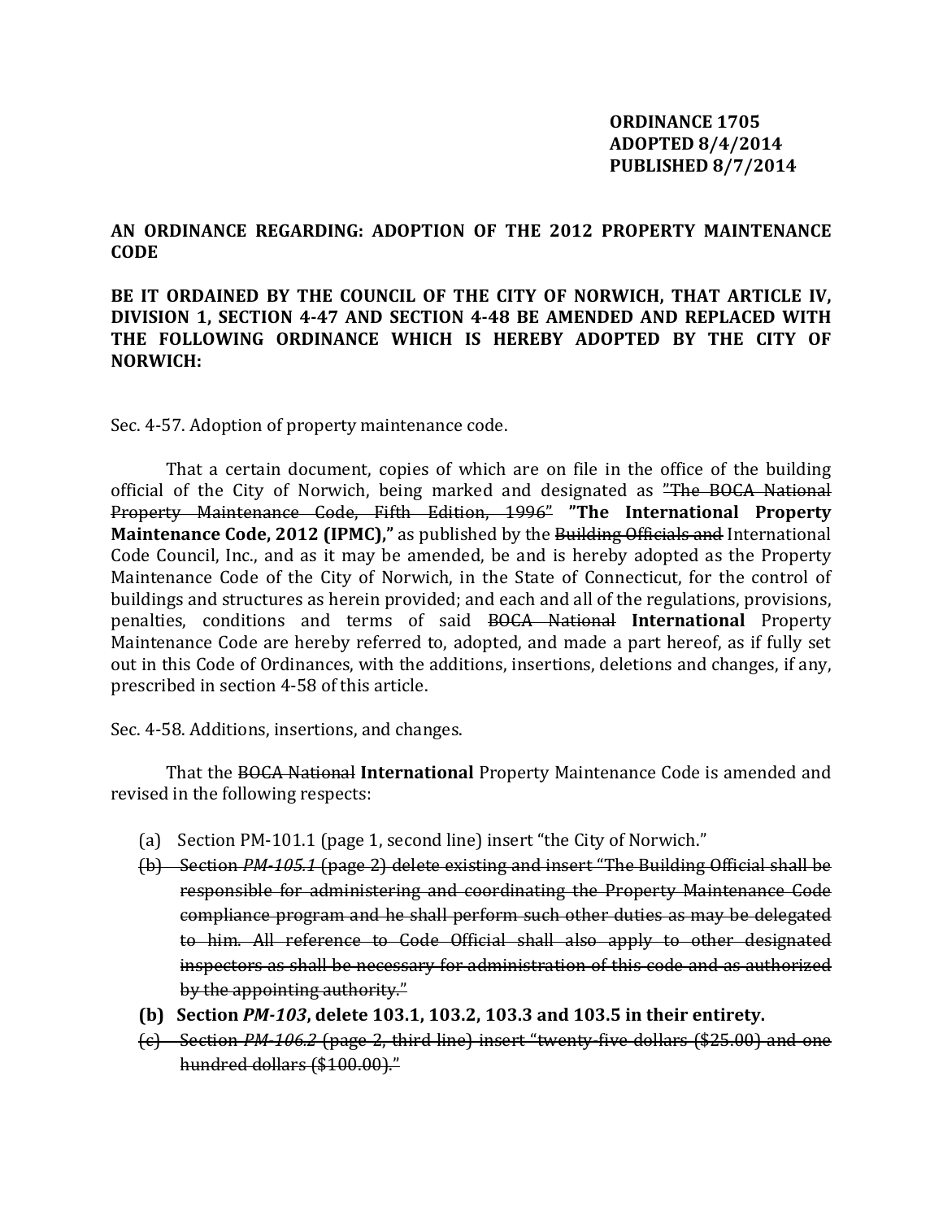**ORDINANCE 1705**
**ADOPTED 8/4/2014**
**PUBLISHED 8/7/2014**

**AN ORDINANCE REGARDING: ADOPTION OF THE 2012 PROPERTY MAINTENANCE CODE**

**BE IT ORDAINED BY THE COUNCIL OF THE CITY OF NORWICH, THAT ARTICLE IV, DIVISION 1, SECTION 4-47 AND SECTION 4-48 BE AMENDED AND REPLACED WITH THE FOLLOWING ORDINANCE WHICH IS HEREBY ADOPTED BY THE CITY OF NORWICH:**

Sec. 4-57. Adoption of property maintenance code.

That a certain document, copies of which are on file in the office of the building official of the City of Norwich, being marked and designated as ~~"The BOCA National Property Maintenance Code, Fifth Edition, 1996"~~ **"The International Property Maintenance Code, 2012 (IPMC),"** as published by the ~~Building Officials and~~ International Code Council, Inc., and as it may be amended, be and is hereby adopted as the Property Maintenance Code of the City of Norwich, in the State of Connecticut, for the control of buildings and structures as herein provided; and each and all of the regulations, provisions, penalties, conditions and terms of said ~~BOCA National~~ **International** Property Maintenance Code are hereby referred to, adopted, and made a part hereof, as if fully set out in this Code of Ordinances, with the additions, insertions, deletions and changes, if any, prescribed in section 4-58 of this article.

Sec. 4-58. Additions, insertions, and changes.

That the ~~BOCA National~~ **International** Property Maintenance Code is amended and revised in the following respects:

(a) Section PM-101.1 (page 1, second line) insert "the City of Norwich."

~~(b) Section *PM-105.1* (page 2) delete existing and insert "The Building Official shall be responsible for administering and coordinating the Property Maintenance Code compliance program and he shall perform such other duties as may be delegated to him. All reference to Code Official shall also apply to other designated inspectors as shall be necessary for administration of this code and as authorized by the appointing authority."~~

**(b) Section *PM-103*, delete 103.1, 103.2, 103.3 and 103.5 in their entirety.**

~~(c) Section *PM-106.2* (page 2, third line) insert "twenty-five dollars ($25.00) and one hundred dollars ($100.00)."~~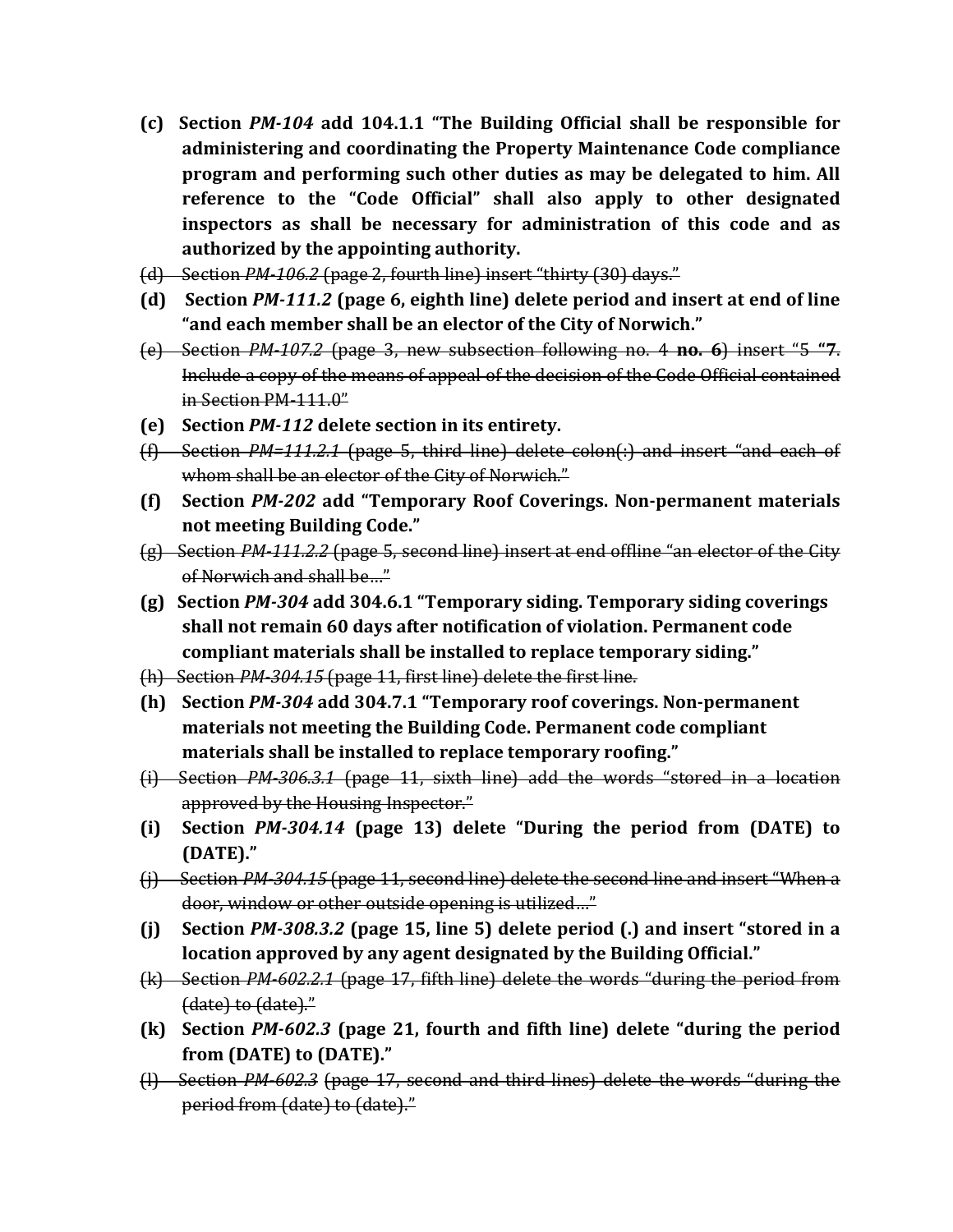**(c) Section *PM-104* add 104.1.1 "The Building Official shall be responsible for administering and coordinating the Property Maintenance Code compliance program and performing such other duties as may be delegated to him. All reference to the "Code Official" shall also apply to other designated inspectors as shall be necessary for administration of this code and as authorized by the appointing authority.**

~~(d) Section *PM-106.2* (page 2, fourth line) insert "thirty (30) days."~~

**(d) Section *PM-111.2* (page 6, eighth line) delete period and insert at end of line "and each member shall be an elector of the City of Norwich."**

~~(e) Section *PM-107.2* (page 3, new subsection following no. 4~~ **no. 6**~~) insert "5~~ **"7**~~. Include a copy of the means of appeal of the decision of the Code Official contained in Section PM-111.0"~~

**(e) Section *PM-112* delete section in its entirety.**

~~(f) Section *PM=111.2.1* (page 5, third line) delete colon(:) and insert "and each of whom shall be an elector of the City of Norwich."~~

**(f) Section *PM-202* add "Temporary Roof Coverings. Non-permanent materials not meeting Building Code."**

~~(g) Section *PM-111.2.2* (page 5, second line) insert at end offline "an elector of the City of Norwich and shall be…"~~

**(g) Section *PM-304* add 304.6.1 "Temporary siding. Temporary siding coverings shall not remain 60 days after notification of violation. Permanent code compliant materials shall be installed to replace temporary siding."**

~~(h) Section *PM-304.15* (page 11, first line) delete the first line.~~

**(h) Section *PM-304* add 304.7.1 "Temporary roof coverings. Non-permanent materials not meeting the Building Code. Permanent code compliant materials shall be installed to replace temporary roofing."**

~~(i) Section *PM-306.3.1* (page 11, sixth line) add the words "stored in a location approved by the Housing Inspector."~~

**(i) Section *PM-304.14* (page 13) delete "During the period from (DATE) to (DATE)."**

~~(j) Section *PM-304.15* (page 11, second line) delete the second line and insert "When a door, window or other outside opening is utilized…"~~

**(j) Section *PM-308.3.2* (page 15, line 5) delete period (.) and insert "stored in a location approved by any agent designated by the Building Official."**

~~(k) Section *PM-602.2.1* (page 17, fifth line) delete the words "during the period from (date) to (date)."~~

**(k) Section *PM-602.3* (page 21, fourth and fifth line) delete "during the period from (DATE) to (DATE)."**

~~(l) Section *PM-602.3* (page 17, second and third lines) delete the words "during the period from (date) to (date)."~~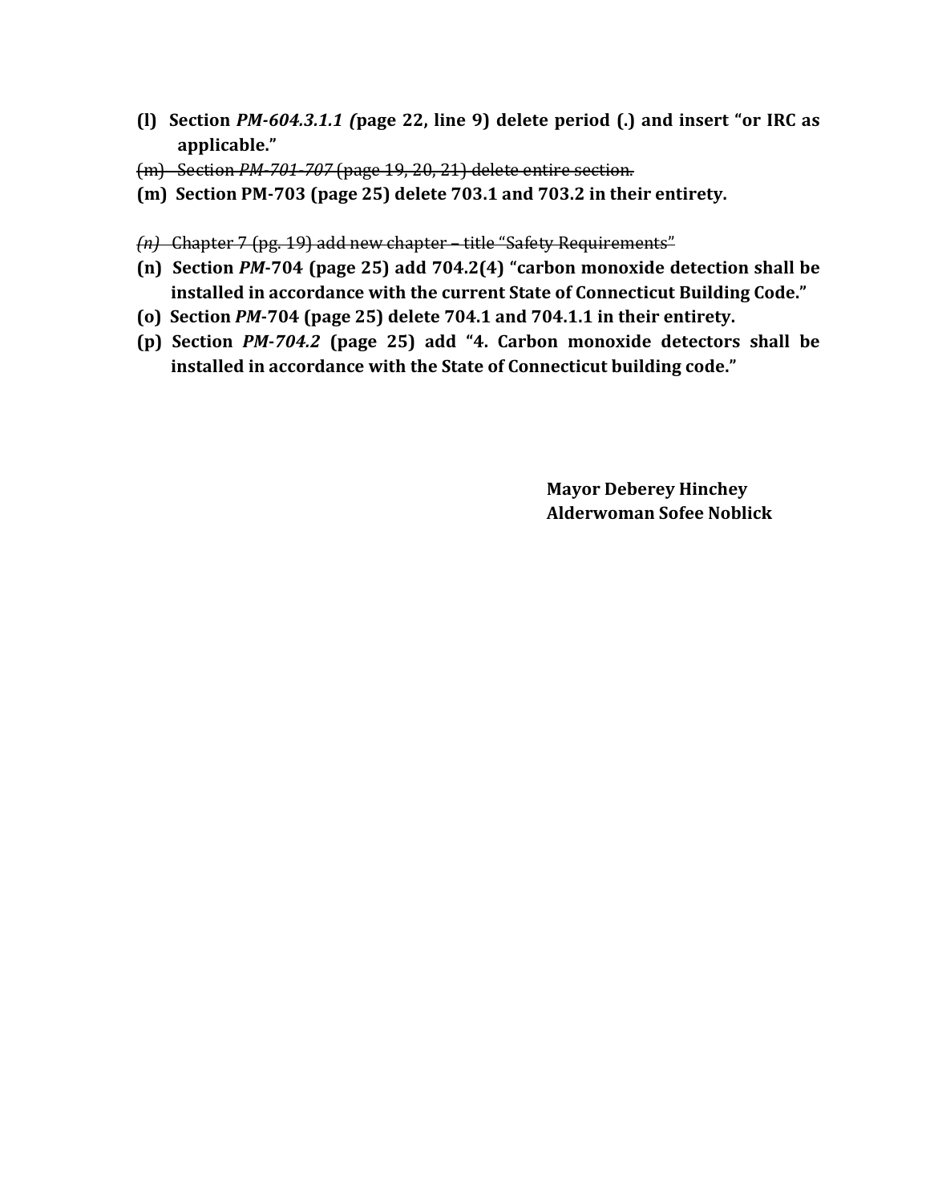**(l) Section *PM-604.3.1.1 (*page 22, line 9) delete period (.) and insert "or IRC as applicable."**

~~(m) Section *PM-701-707* (page 19, 20, 21) delete entire section.~~

**(m) Section PM-703 (page 25) delete 703.1 and 703.2 in their entirety.**

~~*(n)* Chapter 7 (pg. 19) add new chapter – title "Safety Requirements"~~

**(n) Section *PM*-704 (page 25) add 704.2(4) "carbon monoxide detection shall be installed in accordance with the current State of Connecticut Building Code."**

**(o) Section *PM*-704 (page 25) delete 704.1 and 704.1.1 in their entirety.**

**(p) Section *PM-704.2* (page 25) add "4. Carbon monoxide detectors shall be installed in accordance with the State of Connecticut building code."**

**Mayor Deberey Hinchey**
**Alderwoman Sofee Noblick**